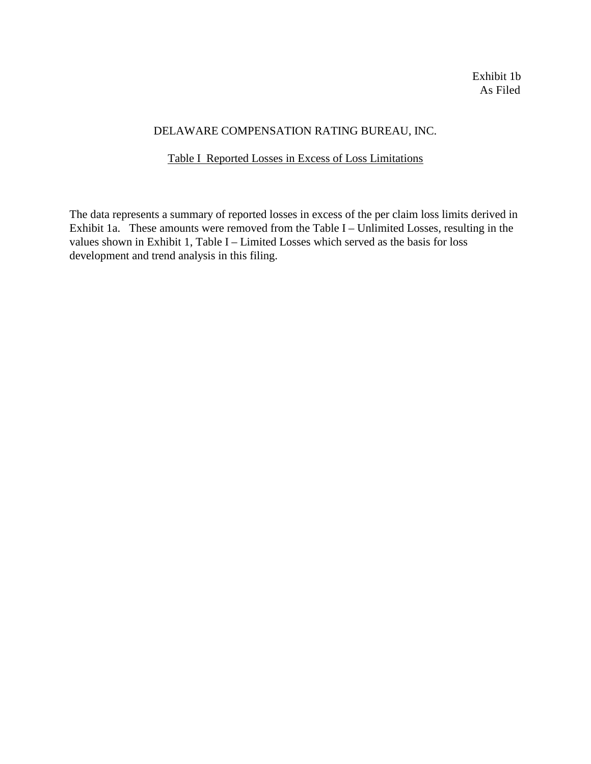Exhibit 1b
As Filed

# DELAWARE COMPENSATION RATING BUREAU, INC.

## Table I  Reported Losses in Excess of Loss Limitations

The data represents a summary of reported losses in excess of the per claim loss limits derived in Exhibit 1a.   These amounts were removed from the Table I – Unlimited Losses, resulting in the values shown in Exhibit 1, Table I – Limited Losses which served as the basis for loss development and trend analysis in this filing.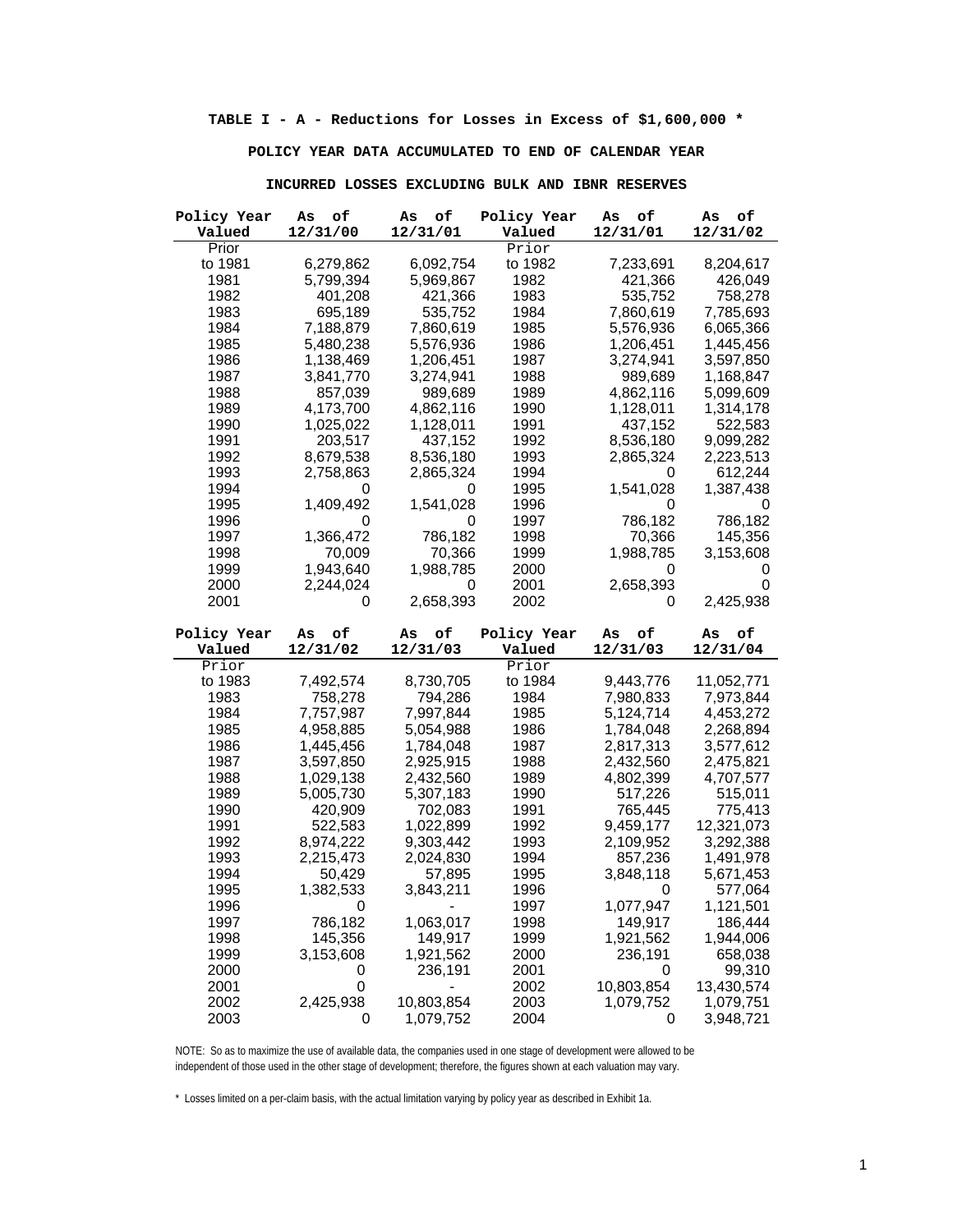**TABLE I - A - Reductions for Losses in Excess of $1,600,000 ***

**POLICY YEAR DATA ACCUMULATED TO END OF CALENDAR YEAR**

**INCURRED LOSSES EXCLUDING BULK AND IBNR RESERVES**

| Policy Year Valued | As of 12/31/00 | As of 12/31/01 | Policy Year Valued | As of 12/31/01 | As of 12/31/02 |
|---|---|---|---|---|---|
| Prior to 1981 | 6,279,862 | 6,092,754 | Prior to 1982 | 7,233,691 | 8,204,617 |
| 1981 | 5,799,394 | 5,969,867 | 1982 | 421,366 | 426,049 |
| 1982 | 401,208 | 421,366 | 1983 | 535,752 | 758,278 |
| 1983 | 695,189 | 535,752 | 1984 | 7,860,619 | 7,785,693 |
| 1984 | 7,188,879 | 7,860,619 | 1985 | 5,576,936 | 6,065,366 |
| 1985 | 5,480,238 | 5,576,936 | 1986 | 1,206,451 | 1,445,456 |
| 1986 | 1,138,469 | 1,206,451 | 1987 | 3,274,941 | 3,597,850 |
| 1987 | 3,841,770 | 3,274,941 | 1988 | 989,689 | 1,168,847 |
| 1988 | 857,039 | 989,689 | 1989 | 4,862,116 | 5,099,609 |
| 1989 | 4,173,700 | 4,862,116 | 1990 | 1,128,011 | 1,314,178 |
| 1990 | 1,025,022 | 1,128,011 | 1991 | 437,152 | 522,583 |
| 1991 | 203,517 | 437,152 | 1992 | 8,536,180 | 9,099,282 |
| 1992 | 8,679,538 | 8,536,180 | 1993 | 2,865,324 | 2,223,513 |
| 1993 | 2,758,863 | 2,865,324 | 1994 | 0 | 612,244 |
| 1994 | 0 | 0 | 1995 | 1,541,028 | 1,387,438 |
| 1995 | 1,409,492 | 1,541,028 | 1996 | 0 | 0 |
| 1996 | 0 | 0 | 1997 | 786,182 | 786,182 |
| 1997 | 1,366,472 | 786,182 | 1998 | 70,366 | 145,356 |
| 1998 | 70,009 | 70,366 | 1999 | 1,988,785 | 3,153,608 |
| 1999 | 1,943,640 | 1,988,785 | 2000 | 0 | 0 |
| 2000 | 2,244,024 | 0 | 2001 | 2,658,393 | 0 |
| 2001 | 0 | 2,658,393 | 2002 | 0 | 2,425,938 |

| Policy Year Valued | As of 12/31/02 | As of 12/31/03 | Policy Year Valued | As of 12/31/03 | As of 12/31/04 |
|---|---|---|---|---|---|
| Prior to 1983 | 7,492,574 | 8,730,705 | Prior to 1984 | 9,443,776 | 11,052,771 |
| 1983 | 758,278 | 794,286 | 1984 | 7,980,833 | 7,973,844 |
| 1984 | 7,757,987 | 7,997,844 | 1985 | 5,124,714 | 4,453,272 |
| 1985 | 4,958,885 | 5,054,988 | 1986 | 1,784,048 | 2,268,894 |
| 1986 | 1,445,456 | 1,784,048 | 1987 | 2,817,313 | 3,577,612 |
| 1987 | 3,597,850 | 2,925,915 | 1988 | 2,432,560 | 2,475,821 |
| 1988 | 1,029,138 | 2,432,560 | 1989 | 4,802,399 | 4,707,577 |
| 1989 | 5,005,730 | 5,307,183 | 1990 | 517,226 | 515,011 |
| 1990 | 420,909 | 702,083 | 1991 | 765,445 | 775,413 |
| 1991 | 522,583 | 1,022,899 | 1992 | 9,459,177 | 12,321,073 |
| 1992 | 8,974,222 | 9,303,442 | 1993 | 2,109,952 | 3,292,388 |
| 1993 | 2,215,473 | 2,024,830 | 1994 | 857,236 | 1,491,978 |
| 1994 | 50,429 | 57,895 | 1995 | 3,848,118 | 5,671,453 |
| 1995 | 1,382,533 | 3,843,211 | 1996 | 0 | 577,064 |
| 1996 | 0 | - | 1997 | 1,077,947 | 1,121,501 |
| 1997 | 786,182 | 1,063,017 | 1998 | 149,917 | 186,444 |
| 1998 | 145,356 | 149,917 | 1999 | 1,921,562 | 1,944,006 |
| 1999 | 3,153,608 | 1,921,562 | 2000 | 236,191 | 658,038 |
| 2000 | 0 | 236,191 | 2001 | 0 | 99,310 |
| 2001 | 0 | - | 2002 | 10,803,854 | 13,430,574 |
| 2002 | 2,425,938 | 10,803,854 | 2003 | 1,079,752 | 1,079,751 |
| 2003 | 0 | 1,079,752 | 2004 | 0 | 3,948,721 |

NOTE: So as to maximize the use of available data, the companies used in one stage of development were allowed to be independent of those used in the other stage of development; therefore, the figures shown at each valuation may vary.

\* Losses limited on a per-claim basis, with the actual limitation varying by policy year as described in Exhibit 1a.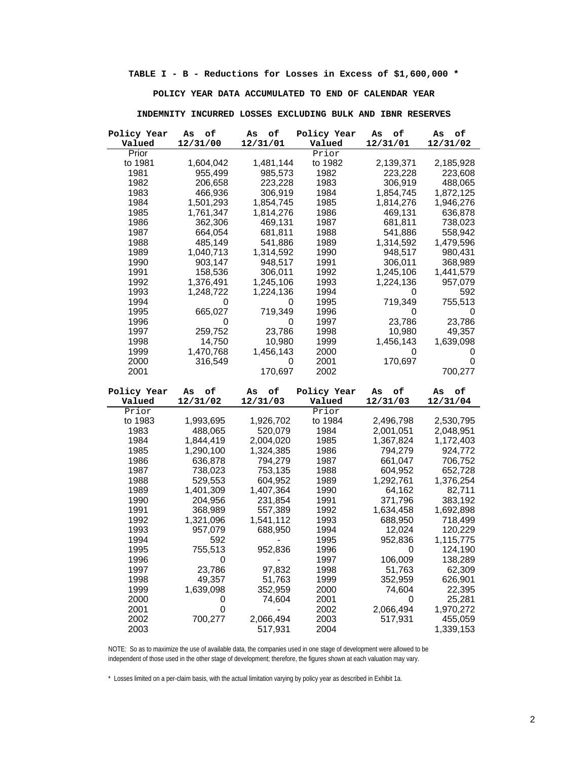**TABLE I - B - Reductions for Losses in Excess of $1,600,000 ***

**POLICY YEAR DATA ACCUMULATED TO END OF CALENDAR YEAR**

**INDEMNITY INCURRED LOSSES EXCLUDING BULK AND IBNR RESERVES**

| Policy Year Valued | As of 12/31/00 | As of 12/31/01 | Policy Year Valued | As of 12/31/01 | As of 12/31/02 |
|---|---|---|---|---|---|
| Prior to 1981 | 1,604,042 | 1,481,144 | Prior to 1982 | 2,139,371 | 2,185,928 |
| 1981 | 955,499 | 985,573 | 1982 | 223,228 | 223,608 |
| 1982 | 206,658 | 223,228 | 1983 | 306,919 | 488,065 |
| 1983 | 466,936 | 306,919 | 1984 | 1,854,745 | 1,872,125 |
| 1984 | 1,501,293 | 1,854,745 | 1985 | 1,814,276 | 1,946,276 |
| 1985 | 1,761,347 | 1,814,276 | 1986 | 469,131 | 636,878 |
| 1986 | 362,306 | 469,131 | 1987 | 681,811 | 738,023 |
| 1987 | 664,054 | 681,811 | 1988 | 541,886 | 558,942 |
| 1988 | 485,149 | 541,886 | 1989 | 1,314,592 | 1,479,596 |
| 1989 | 1,040,713 | 1,314,592 | 1990 | 948,517 | 980,431 |
| 1990 | 903,147 | 948,517 | 1991 | 306,011 | 368,989 |
| 1991 | 158,536 | 306,011 | 1992 | 1,245,106 | 1,441,579 |
| 1992 | 1,376,491 | 1,245,106 | 1993 | 1,224,136 | 957,079 |
| 1993 | 1,248,722 | 1,224,136 | 1994 | 0 | 592 |
| 1994 | 0 | 0 | 1995 | 719,349 | 755,513 |
| 1995 | 665,027 | 719,349 | 1996 | 0 | 0 |
| 1996 | 0 | 0 | 1997 | 23,786 | 23,786 |
| 1997 | 259,752 | 23,786 | 1998 | 10,980 | 49,357 |
| 1998 | 14,750 | 10,980 | 1999 | 1,456,143 | 1,639,098 |
| 1999 | 1,470,768 | 1,456,143 | 2000 | 0 | 0 |
| 2000 | 316,549 | 0 | 2001 | 170,697 | 0 |
| 2001 | | 170,697 | 2002 | | 700,277 |

| Policy Year Valued | As of 12/31/02 | As of 12/31/03 | Policy Year Valued | As of 12/31/03 | As of 12/31/04 |
|---|---|---|---|---|---|
| Prior to 1983 | 1,993,695 | 1,926,702 | Prior to 1984 | 2,496,798 | 2,530,795 |
| 1983 | 488,065 | 520,079 | 1984 | 2,001,051 | 2,048,951 |
| 1984 | 1,844,419 | 2,004,020 | 1985 | 1,367,824 | 1,172,403 |
| 1985 | 1,290,100 | 1,324,385 | 1986 | 794,279 | 924,772 |
| 1986 | 636,878 | 794,279 | 1987 | 661,047 | 706,752 |
| 1987 | 738,023 | 753,135 | 1988 | 604,952 | 652,728 |
| 1988 | 529,553 | 604,952 | 1989 | 1,292,761 | 1,376,254 |
| 1989 | 1,401,309 | 1,407,364 | 1990 | 64,162 | 82,711 |
| 1990 | 204,956 | 231,854 | 1991 | 371,796 | 383,192 |
| 1991 | 368,989 | 557,389 | 1992 | 1,634,458 | 1,692,898 |
| 1992 | 1,321,096 | 1,541,112 | 1993 | 688,950 | 718,499 |
| 1993 | 957,079 | 688,950 | 1994 | 12,024 | 120,229 |
| 1994 | 592 | - | 1995 | 952,836 | 1,115,775 |
| 1995 | 755,513 | 952,836 | 1996 | 0 | 124,190 |
| 1996 | 0 | - | 1997 | 106,009 | 138,289 |
| 1997 | 23,786 | 97,832 | 1998 | 51,763 | 62,309 |
| 1998 | 49,357 | 51,763 | 1999 | 352,959 | 626,901 |
| 1999 | 1,639,098 | 352,959 | 2000 | 74,604 | 22,395 |
| 2000 | 0 | 74,604 | 2001 | 0 | 25,281 |
| 2001 | 0 | - | 2002 | 2,066,494 | 1,970,272 |
| 2002 | 700,277 | 2,066,494 | 2003 | 517,931 | 455,059 |
| 2003 | | 517,931 | 2004 | | 1,339,153 |

NOTE: So as to maximize the use of available data, the companies used in one stage of development were allowed to be independent of those used in the other stage of development; therefore, the figures shown at each valuation may vary.

* Losses limited on a per-claim basis, with the actual limitation varying by policy year as described in Exhibit 1a.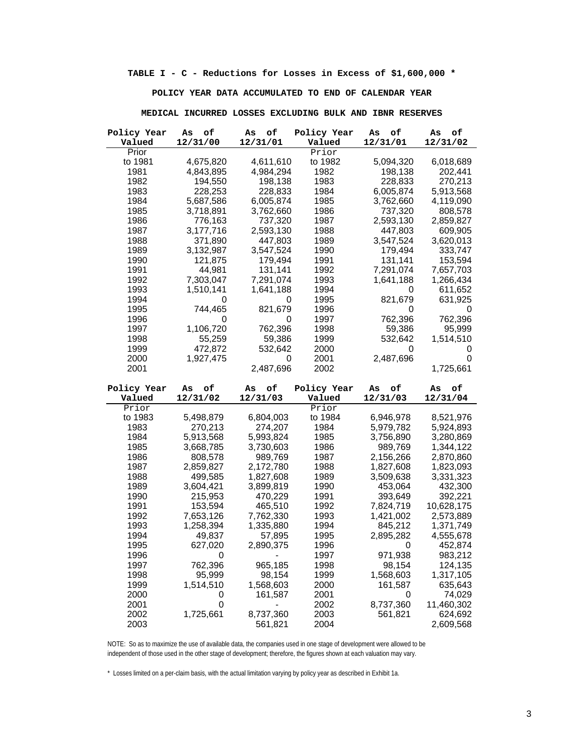**TABLE I - C - Reductions for Losses in Excess of $1,600,000 ***

**POLICY YEAR DATA ACCUMULATED TO END OF CALENDAR YEAR**

**MEDICAL INCURRED LOSSES EXCLUDING BULK AND IBNR RESERVES**

| Policy Year Valued | As of 12/31/00 | As of 12/31/01 | Policy Year Valued | As of 12/31/01 | As of 12/31/02 |
|---|---|---|---|---|---|
| Prior to 1981 | 4,675,820 | 4,611,610 | Prior to 1982 | 5,094,320 | 6,018,689 |
| 1981 | 4,843,895 | 4,984,294 | 1982 | 198,138 | 202,441 |
| 1982 | 194,550 | 198,138 | 1983 | 228,833 | 270,213 |
| 1983 | 228,253 | 228,833 | 1984 | 6,005,874 | 5,913,568 |
| 1984 | 5,687,586 | 6,005,874 | 1985 | 3,762,660 | 4,119,090 |
| 1985 | 3,718,891 | 3,762,660 | 1986 | 737,320 | 808,578 |
| 1986 | 776,163 | 737,320 | 1987 | 2,593,130 | 2,859,827 |
| 1987 | 3,177,716 | 2,593,130 | 1988 | 447,803 | 609,905 |
| 1988 | 371,890 | 447,803 | 1989 | 3,547,524 | 3,620,013 |
| 1989 | 3,132,987 | 3,547,524 | 1990 | 179,494 | 333,747 |
| 1990 | 121,875 | 179,494 | 1991 | 131,141 | 153,594 |
| 1991 | 44,981 | 131,141 | 1992 | 7,291,074 | 7,657,703 |
| 1992 | 7,303,047 | 7,291,074 | 1993 | 1,641,188 | 1,266,434 |
| 1993 | 1,510,141 | 1,641,188 | 1994 | 0 | 611,652 |
| 1994 | 0 | 0 | 1995 | 821,679 | 631,925 |
| 1995 | 744,465 | 821,679 | 1996 | 0 | 0 |
| 1996 | 0 | 0 | 1997 | 762,396 | 762,396 |
| 1997 | 1,106,720 | 762,396 | 1998 | 59,386 | 95,999 |
| 1998 | 55,259 | 59,386 | 1999 | 532,642 | 1,514,510 |
| 1999 | 472,872 | 532,642 | 2000 | 0 | 0 |
| 2000 | 1,927,475 | 0 | 2001 | 2,487,696 | 0 |
| 2001 | | 2,487,696 | 2002 | | 1,725,661 |

| Policy Year Valued | As of 12/31/02 | As of 12/31/03 | Policy Year Valued | As of 12/31/03 | As of 12/31/04 |
|---|---|---|---|---|---|
| Prior to 1983 | 5,498,879 | 6,804,003 | Prior to 1984 | 6,946,978 | 8,521,976 |
| 1983 | 270,213 | 274,207 | 1984 | 5,979,782 | 5,924,893 |
| 1984 | 5,913,568 | 5,993,824 | 1985 | 3,756,890 | 3,280,869 |
| 1985 | 3,668,785 | 3,730,603 | 1986 | 989,769 | 1,344,122 |
| 1986 | 808,578 | 989,769 | 1987 | 2,156,266 | 2,870,860 |
| 1987 | 2,859,827 | 2,172,780 | 1988 | 1,827,608 | 1,823,093 |
| 1988 | 499,585 | 1,827,608 | 1989 | 3,509,638 | 3,331,323 |
| 1989 | 3,604,421 | 3,899,819 | 1990 | 453,064 | 432,300 |
| 1990 | 215,953 | 470,229 | 1991 | 393,649 | 392,221 |
| 1991 | 153,594 | 465,510 | 1992 | 7,824,719 | 10,628,175 |
| 1992 | 7,653,126 | 7,762,330 | 1993 | 1,421,002 | 2,573,889 |
| 1993 | 1,258,394 | 1,335,880 | 1994 | 845,212 | 1,371,749 |
| 1994 | 49,837 | 57,895 | 1995 | 2,895,282 | 4,555,678 |
| 1995 | 627,020 | 2,890,375 | 1996 | 0 | 452,874 |
| 1996 | 0 | - | 1997 | 971,938 | 983,212 |
| 1997 | 762,396 | 965,185 | 1998 | 98,154 | 124,135 |
| 1998 | 95,999 | 98,154 | 1999 | 1,568,603 | 1,317,105 |
| 1999 | 1,514,510 | 1,568,603 | 2000 | 161,587 | 635,643 |
| 2000 | 0 | 161,587 | 2001 | 0 | 74,029 |
| 2001 | 0 | - | 2002 | 8,737,360 | 11,460,302 |
| 2002 | 1,725,661 | 8,737,360 | 2003 | 561,821 | 624,692 |
| 2003 | | 561,821 | 2004 | | 2,609,568 |

NOTE: So as to maximize the use of available data, the companies used in one stage of development were allowed to be independent of those used in the other stage of development; therefore, the figures shown at each valuation may vary.

* Losses limited on a per-claim basis, with the actual limitation varying by policy year as described in Exhibit 1a.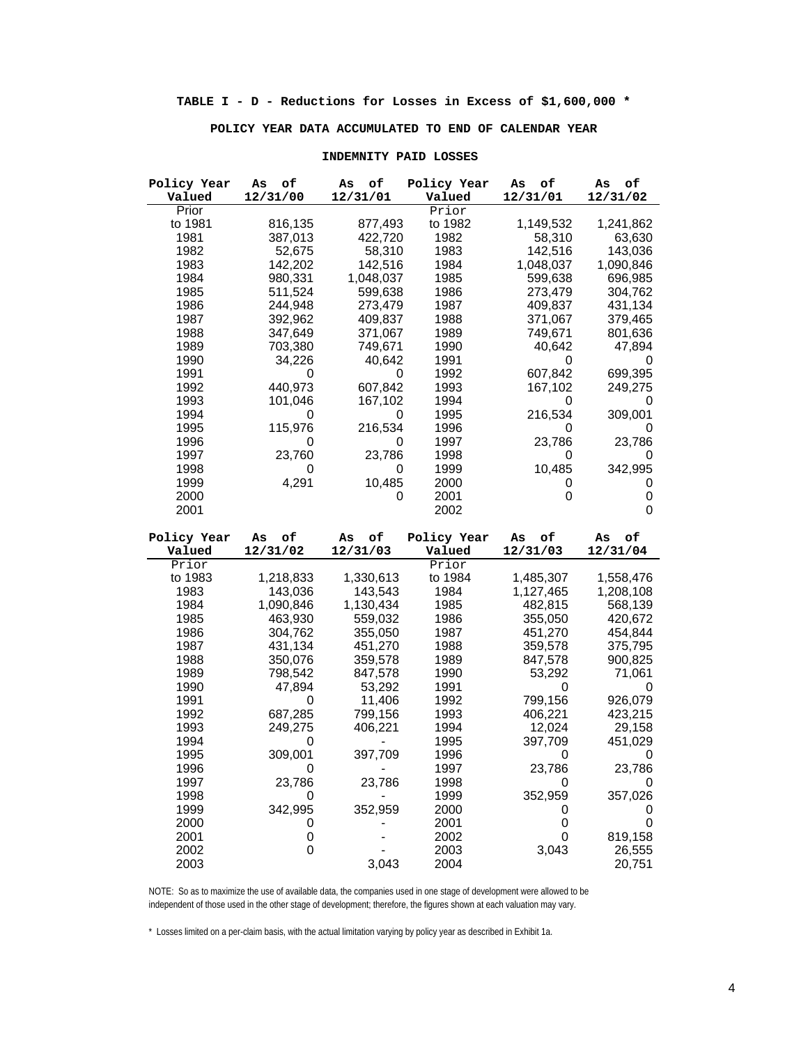**TABLE I - D - Reductions for Losses in Excess of $1,600,000 ***

**POLICY YEAR DATA ACCUMULATED TO END OF CALENDAR YEAR**

**INDEMNITY PAID LOSSES**

| Policy Year Valued | As of 12/31/00 | As of 12/31/01 | Policy Year Valued | As of 12/31/01 | As of 12/31/02 |
|---|---|---|---|---|---|
| Prior to 1981 | 816,135 | 877,493 | Prior to 1982 | 1,149,532 | 1,241,862 |
| 1981 | 387,013 | 422,720 | 1982 | 58,310 | 63,630 |
| 1982 | 52,675 | 58,310 | 1983 | 142,516 | 143,036 |
| 1983 | 142,202 | 142,516 | 1984 | 1,048,037 | 1,090,846 |
| 1984 | 980,331 | 1,048,037 | 1985 | 599,638 | 696,985 |
| 1985 | 511,524 | 599,638 | 1986 | 273,479 | 304,762 |
| 1986 | 244,948 | 273,479 | 1987 | 409,837 | 431,134 |
| 1987 | 392,962 | 409,837 | 1988 | 371,067 | 379,465 |
| 1988 | 347,649 | 371,067 | 1989 | 749,671 | 801,636 |
| 1989 | 703,380 | 749,671 | 1990 | 40,642 | 47,894 |
| 1990 | 34,226 | 40,642 | 1991 | 0 | 0 |
| 1991 | 0 | 0 | 1992 | 607,842 | 699,395 |
| 1992 | 440,973 | 607,842 | 1993 | 167,102 | 249,275 |
| 1993 | 101,046 | 167,102 | 1994 | 0 | 0 |
| 1994 | 0 | 0 | 1995 | 216,534 | 309,001 |
| 1995 | 115,976 | 216,534 | 1996 | 0 | 0 |
| 1996 | 0 | 0 | 1997 | 23,786 | 23,786 |
| 1997 | 23,760 | 23,786 | 1998 | 0 | 0 |
| 1998 | 0 | 0 | 1999 | 10,485 | 342,995 |
| 1999 | 4,291 | 10,485 | 2000 | 0 | 0 |
| 2000 | | 0 | 2001 | 0 | 0 |
| 2001 | | | 2002 | | 0 |

| Policy Year Valued | As of 12/31/02 | As of 12/31/03 | Policy Year Valued | As of 12/31/03 | As of 12/31/04 |
|---|---|---|---|---|---|
| Prior to 1983 | 1,218,833 | 1,330,613 | Prior to 1984 | 1,485,307 | 1,558,476 |
| 1983 | 143,036 | 143,543 | 1984 | 1,127,465 | 1,208,108 |
| 1984 | 1,090,846 | 1,130,434 | 1985 | 482,815 | 568,139 |
| 1985 | 463,930 | 559,032 | 1986 | 355,050 | 420,672 |
| 1986 | 304,762 | 355,050 | 1987 | 451,270 | 454,844 |
| 1987 | 431,134 | 451,270 | 1988 | 359,578 | 375,795 |
| 1988 | 350,076 | 359,578 | 1989 | 847,578 | 900,825 |
| 1989 | 798,542 | 847,578 | 1990 | 53,292 | 71,061 |
| 1990 | 47,894 | 53,292 | 1991 | 0 | 0 |
| 1991 | 0 | 11,406 | 1992 | 799,156 | 926,079 |
| 1992 | 687,285 | 799,156 | 1993 | 406,221 | 423,215 |
| 1993 | 249,275 | 406,221 | 1994 | 12,024 | 29,158 |
| 1994 | 0 | - | 1995 | 397,709 | 451,029 |
| 1995 | 309,001 | 397,709 | 1996 | 0 | 0 |
| 1996 | 0 | - | 1997 | 23,786 | 23,786 |
| 1997 | 23,786 | 23,786 | 1998 | 0 | 0 |
| 1998 | 0 | - | 1999 | 352,959 | 357,026 |
| 1999 | 342,995 | 352,959 | 2000 | 0 | 0 |
| 2000 | 0 | - | 2001 | 0 | 0 |
| 2001 | 0 | - | 2002 | 0 | 819,158 |
| 2002 | 0 | - | 2003 | 3,043 | 26,555 |
| 2003 | | 3,043 | 2004 | | 20,751 |

NOTE: So as to maximize the use of available data, the companies used in one stage of development were allowed to be independent of those used in the other stage of development; therefore, the figures shown at each valuation may vary.

* Losses limited on a per-claim basis, with the actual limitation varying by policy year as described in Exhibit 1a.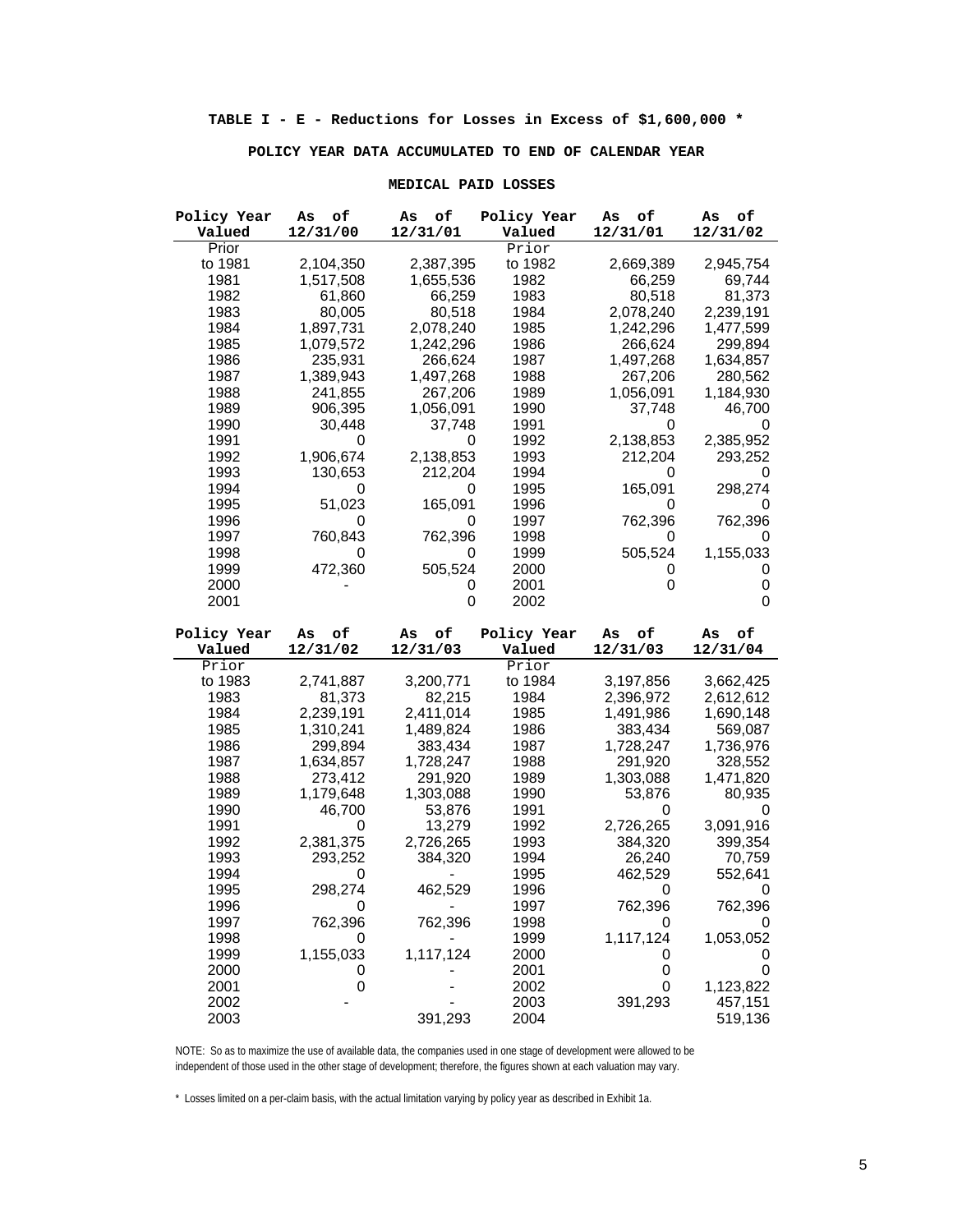**TABLE I - E - Reductions for Losses in Excess of $1,600,000 ***

**POLICY YEAR DATA ACCUMULATED TO END OF CALENDAR YEAR**

**MEDICAL PAID LOSSES**

| Policy Year Valued | As of 12/31/00 | As of 12/31/01 | Policy Year Valued | As of 12/31/01 | As of 12/31/02 |
|---|---|---|---|---|---|
| Prior to 1981 | 2,104,350 | 2,387,395 | Prior to 1982 | 2,669,389 | 2,945,754 |
| 1981 | 1,517,508 | 1,655,536 | 1982 | 66,259 | 69,744 |
| 1982 | 61,860 | 66,259 | 1983 | 80,518 | 81,373 |
| 1983 | 80,005 | 80,518 | 1984 | 2,078,240 | 2,239,191 |
| 1984 | 1,897,731 | 2,078,240 | 1985 | 1,242,296 | 1,477,599 |
| 1985 | 1,079,572 | 1,242,296 | 1986 | 266,624 | 299,894 |
| 1986 | 235,931 | 266,624 | 1987 | 1,497,268 | 1,634,857 |
| 1987 | 1,389,943 | 1,497,268 | 1988 | 267,206 | 280,562 |
| 1988 | 241,855 | 267,206 | 1989 | 1,056,091 | 1,184,930 |
| 1989 | 906,395 | 1,056,091 | 1990 | 37,748 | 46,700 |
| 1990 | 30,448 | 37,748 | 1991 | 0 | 0 |
| 1991 | 0 | 0 | 1992 | 2,138,853 | 2,385,952 |
| 1992 | 1,906,674 | 2,138,853 | 1993 | 212,204 | 293,252 |
| 1993 | 130,653 | 212,204 | 1994 | 0 | 0 |
| 1994 | 0 | 0 | 1995 | 165,091 | 298,274 |
| 1995 | 51,023 | 165,091 | 1996 | 0 | 0 |
| 1996 | 0 | 0 | 1997 | 762,396 | 762,396 |
| 1997 | 760,843 | 762,396 | 1998 | 0 | 0 |
| 1998 | 0 | 0 | 1999 | 505,524 | 1,155,033 |
| 1999 | 472,360 | 505,524 | 2000 | 0 | 0 |
| 2000 | - | 0 | 2001 | 0 | 0 |
| 2001 | | 0 | 2002 | | 0 |

| Policy Year Valued | As of 12/31/02 | As of 12/31/03 | Policy Year Valued | As of 12/31/03 | As of 12/31/04 |
|---|---|---|---|---|---|
| Prior to 1983 | 2,741,887 | 3,200,771 | Prior to 1984 | 3,197,856 | 3,662,425 |
| 1983 | 81,373 | 82,215 | 1984 | 2,396,972 | 2,612,612 |
| 1984 | 2,239,191 | 2,411,014 | 1985 | 1,491,986 | 1,690,148 |
| 1985 | 1,310,241 | 1,489,824 | 1986 | 383,434 | 569,087 |
| 1986 | 299,894 | 383,434 | 1987 | 1,728,247 | 1,736,976 |
| 1987 | 1,634,857 | 1,728,247 | 1988 | 291,920 | 328,552 |
| 1988 | 273,412 | 291,920 | 1989 | 1,303,088 | 1,471,820 |
| 1989 | 1,179,648 | 1,303,088 | 1990 | 53,876 | 80,935 |
| 1990 | 46,700 | 53,876 | 1991 | 0 | 0 |
| 1991 | 0 | 13,279 | 1992 | 2,726,265 | 3,091,916 |
| 1992 | 2,381,375 | 2,726,265 | 1993 | 384,320 | 399,354 |
| 1993 | 293,252 | 384,320 | 1994 | 26,240 | 70,759 |
| 1994 | 0 | - | 1995 | 462,529 | 552,641 |
| 1995 | 298,274 | 462,529 | 1996 | 0 | 0 |
| 1996 | 0 | - | 1997 | 762,396 | 762,396 |
| 1997 | 762,396 | 762,396 | 1998 | 0 | 0 |
| 1998 | 0 | - | 1999 | 1,117,124 | 1,053,052 |
| 1999 | 1,155,033 | 1,117,124 | 2000 | 0 | 0 |
| 2000 | 0 | - | 2001 | 0 | 0 |
| 2001 | 0 | - | 2002 | 0 | 1,123,822 |
| 2002 | - | - | 2003 | 391,293 | 457,151 |
| 2003 | | 391,293 | 2004 | | 519,136 |

NOTE: So as to maximize the use of available data, the companies used in one stage of development were allowed to be independent of those used in the other stage of development; therefore, the figures shown at each valuation may vary.

\* Losses limited on a per-claim basis, with the actual limitation varying by policy year as described in Exhibit 1a.